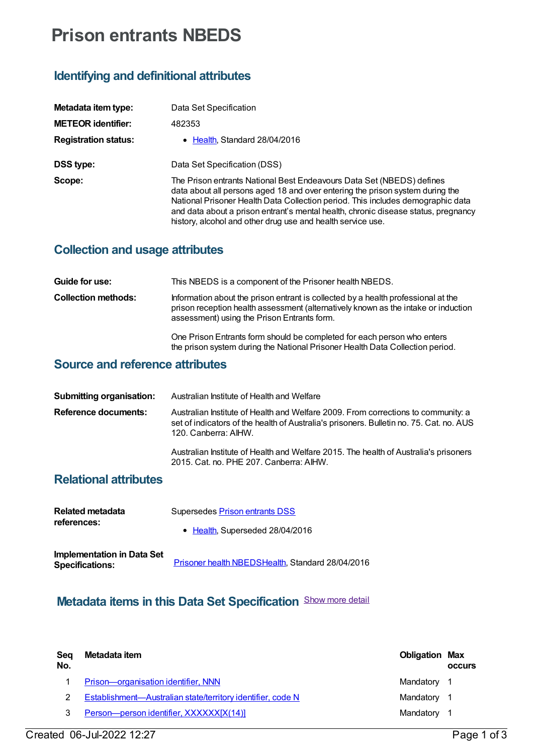# Prison entrants NBEDS

## Identifying and definitional attributes

| | |
|---|---|
| **Metadata item type:** | Data Set Specification |
| **METEOR identifier:** | 482353 |
| **Registration status:** | • Health, Standard 28/04/2016 |
| **DSS type:** | Data Set Specification (DSS) |
| **Scope:** | The Prison entrants National Best Endeavours Data Set (NBEDS) defines data about all persons aged 18 and over entering the prison system during the National Prisoner Health Data Collection period. This includes demographic data and data about a prison entrant's mental health, chronic disease status, pregnancy history, alcohol and other drug use and health service use. |

## Collection and usage attributes

| | |
|---|---|
| **Guide for use:** | This NBEDS is a component of the Prisoner health NBEDS. |
| **Collection methods:** | Information about the prison entrant is collected by a health professional at the prison reception health assessment (alternatively known as the intake or induction assessment) using the Prison Entrants form.<br><br>One Prison Entrants form should be completed for each person who enters the prison system during the National Prisoner Health Data Collection period. |

## Source and reference attributes

| | |
|---|---|
| **Submitting organisation:** | Australian Institute of Health and Welfare |
| **Reference documents:** | Australian Institute of Health and Welfare 2009. From corrections to community: a set of indicators of the health of Australia's prisoners. Bulletin no. 75. Cat. no. AUS 120. Canberra: AIHW.<br><br>Australian Institute of Health and Welfare 2015. The health of Australia's prisoners 2015. Cat. no. PHE 207. Canberra: AIHW. |

## Relational attributes

| | |
|---|---|
| **Related metadata references:** | Supersedes Prison entrants DSS<br>• Health, Superseded 28/04/2016 |
| **Implementation in Data Set Specifications:** | Prisoner health NBEDSHealth, Standard 28/04/2016 |

## Metadata items in this Data Set Specification

Show more detail

| Seq No. | Metadata item | Obligation | Max occurs |
|---|---|---|---|
| 1 | Prison—organisation identifier, NNN | Mandatory | 1 |
| 2 | Establishment—Australian state/territory identifier, code N | Mandatory | 1 |
| 3 | Person—person identifier, XXXXXX[X(14)] | Mandatory | 1 |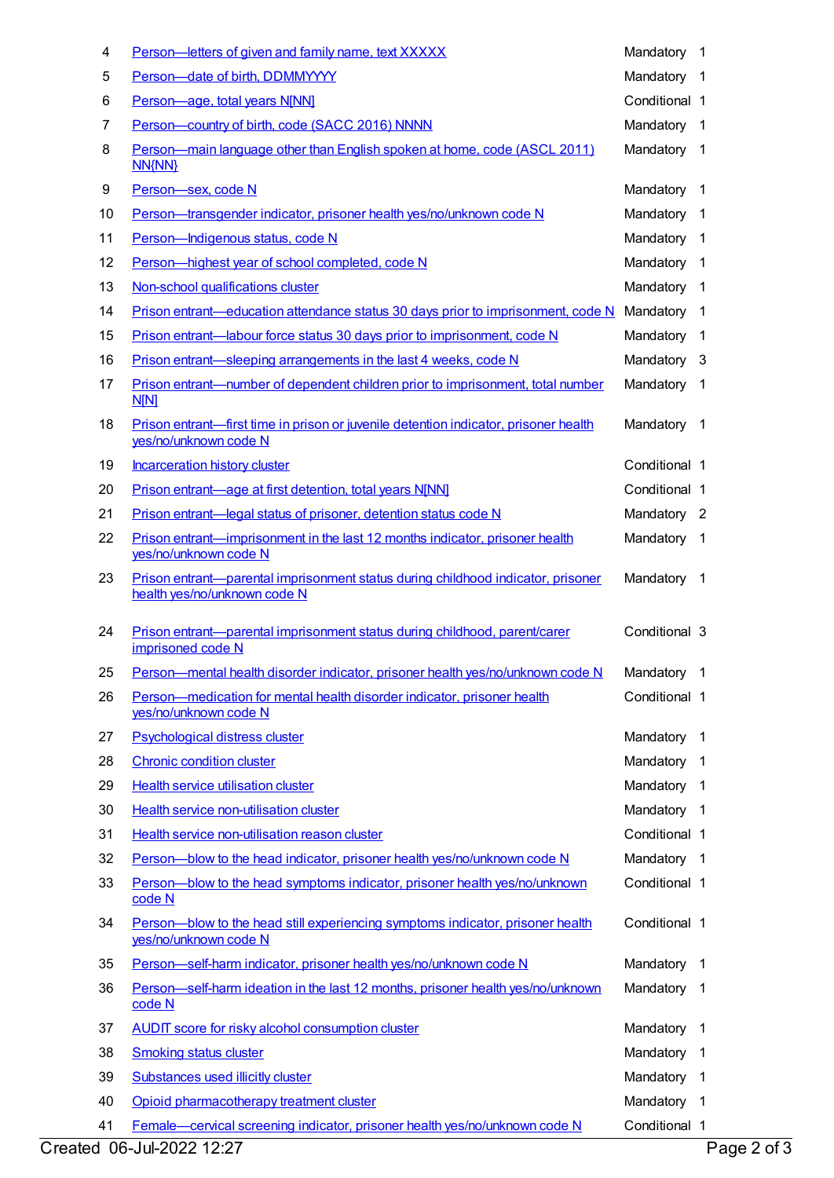| | | | |
|---|---|---|---|
| 4 | Person—letters of given and family name, text XXXXX | Mandatory | 1 |
| 5 | Person—date of birth, DDMMYYYY | Mandatory | 1 |
| 6 | Person—age, total years N[NN] | Conditional | 1 |
| 7 | Person—country of birth, code (SACC 2016) NNNN | Mandatory | 1 |
| 8 | Person—main language other than English spoken at home, code (ASCL 2011) NN{NN} | Mandatory | 1 |
| 9 | Person—sex, code N | Mandatory | 1 |
| 10 | Person—transgender indicator, prisoner health yes/no/unknown code N | Mandatory | 1 |
| 11 | Person—Indigenous status, code N | Mandatory | 1 |
| 12 | Person—highest year of school completed, code N | Mandatory | 1 |
| 13 | Non-school qualifications cluster | Mandatory | 1 |
| 14 | Prison entrant—education attendance status 30 days prior to imprisonment, code N | Mandatory | 1 |
| 15 | Prison entrant—labour force status 30 days prior to imprisonment, code N | Mandatory | 1 |
| 16 | Prison entrant—sleeping arrangements in the last 4 weeks, code N | Mandatory | 3 |
| 17 | Prison entrant—number of dependent children prior to imprisonment, total number N[N] | Mandatory | 1 |
| 18 | Prison entrant—first time in prison or juvenile detention indicator, prisoner health yes/no/unknown code N | Mandatory | 1 |
| 19 | Incarceration history cluster | Conditional | 1 |
| 20 | Prison entrant—age at first detention, total years N[NN] | Conditional | 1 |
| 21 | Prison entrant—legal status of prisoner, detention status code N | Mandatory | 2 |
| 22 | Prison entrant—imprisonment in the last 12 months indicator, prisoner health yes/no/unknown code N | Mandatory | 1 |
| 23 | Prison entrant—parental imprisonment status during childhood indicator, prisoner health yes/no/unknown code N | Mandatory | 1 |
| 24 | Prison entrant—parental imprisonment status during childhood, parent/carer imprisoned code N | Conditional | 3 |
| 25 | Person—mental health disorder indicator, prisoner health yes/no/unknown code N | Mandatory | 1 |
| 26 | Person—medication for mental health disorder indicator, prisoner health yes/no/unknown code N | Conditional | 1 |
| 27 | Psychological distress cluster | Mandatory | 1 |
| 28 | Chronic condition cluster | Mandatory | 1 |
| 29 | Health service utilisation cluster | Mandatory | 1 |
| 30 | Health service non-utilisation cluster | Mandatory | 1 |
| 31 | Health service non-utilisation reason cluster | Conditional | 1 |
| 32 | Person—blow to the head indicator, prisoner health yes/no/unknown code N | Mandatory | 1 |
| 33 | Person—blow to the head symptoms indicator, prisoner health yes/no/unknown code N | Conditional | 1 |
| 34 | Person—blow to the head still experiencing symptoms indicator, prisoner health yes/no/unknown code N | Conditional | 1 |
| 35 | Person—self-harm indicator, prisoner health yes/no/unknown code N | Mandatory | 1 |
| 36 | Person—self-harm ideation in the last 12 months, prisoner health yes/no/unknown code N | Mandatory | 1 |
| 37 | AUDIT score for risky alcohol consumption cluster | Mandatory | 1 |
| 38 | Smoking status cluster | Mandatory | 1 |
| 39 | Substances used illicitly cluster | Mandatory | 1 |
| 40 | Opioid pharmacotherapy treatment cluster | Mandatory | 1 |
| 41 | Female—cervical screening indicator, prisoner health yes/no/unknown code N | Conditional | 1 |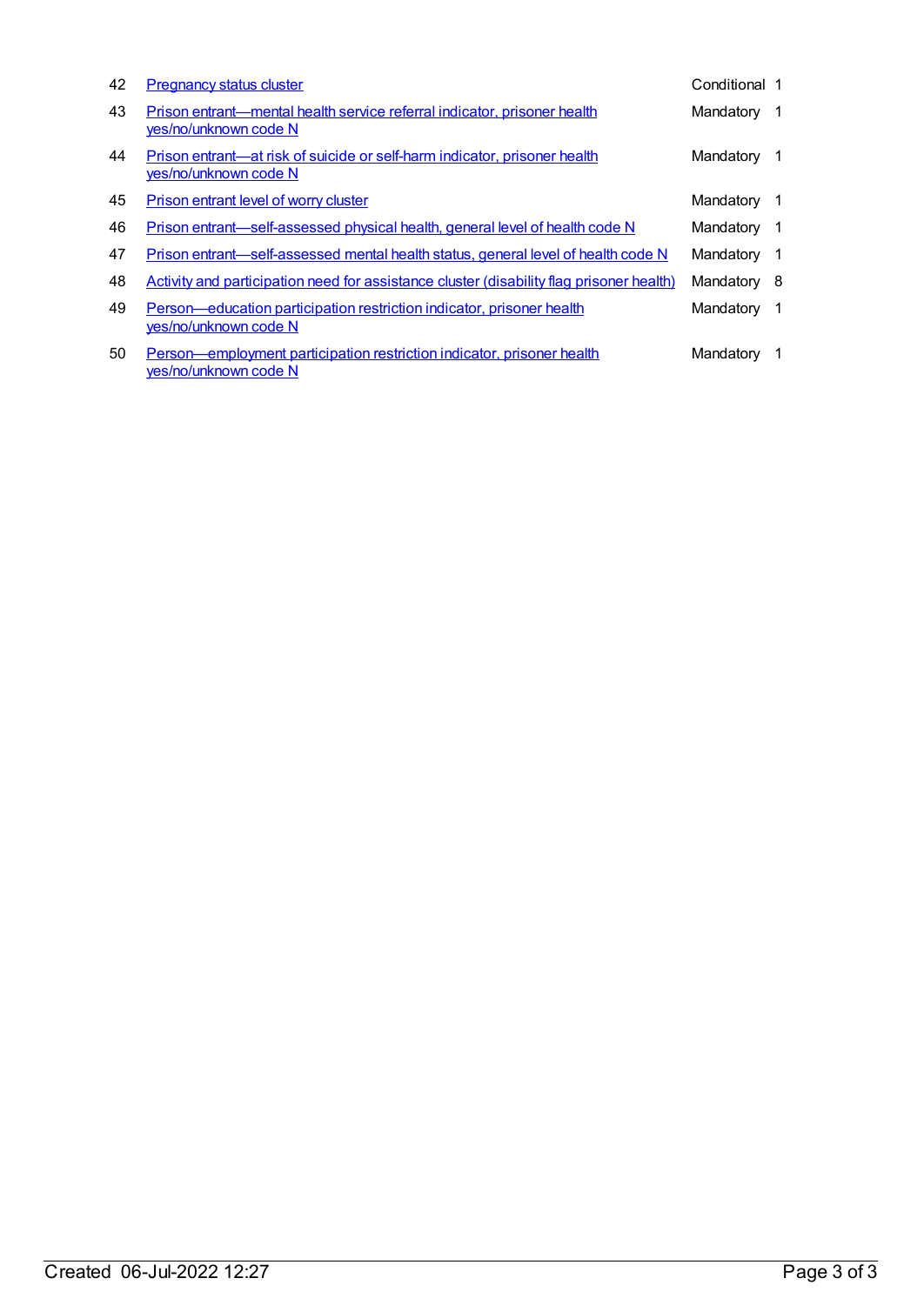| | | | |
|---|---|---|---|
| 42 | Pregnancy status cluster | Conditional | 1 |
| 43 | Prison entrant—mental health service referral indicator, prisoner health yes/no/unknown code N | Mandatory | 1 |
| 44 | Prison entrant—at risk of suicide or self-harm indicator, prisoner health yes/no/unknown code N | Mandatory | 1 |
| 45 | Prison entrant level of worry cluster | Mandatory | 1 |
| 46 | Prison entrant—self-assessed physical health, general level of health code N | Mandatory | 1 |
| 47 | Prison entrant—self-assessed mental health status, general level of health code N | Mandatory | 1 |
| 48 | Activity and participation need for assistance cluster (disability flag prisoner health) | Mandatory | 8 |
| 49 | Person—education participation restriction indicator, prisoner health yes/no/unknown code N | Mandatory | 1 |
| 50 | Person—employment participation restriction indicator, prisoner health yes/no/unknown code N | Mandatory | 1 |

Created 06-Jul-2022 12:27